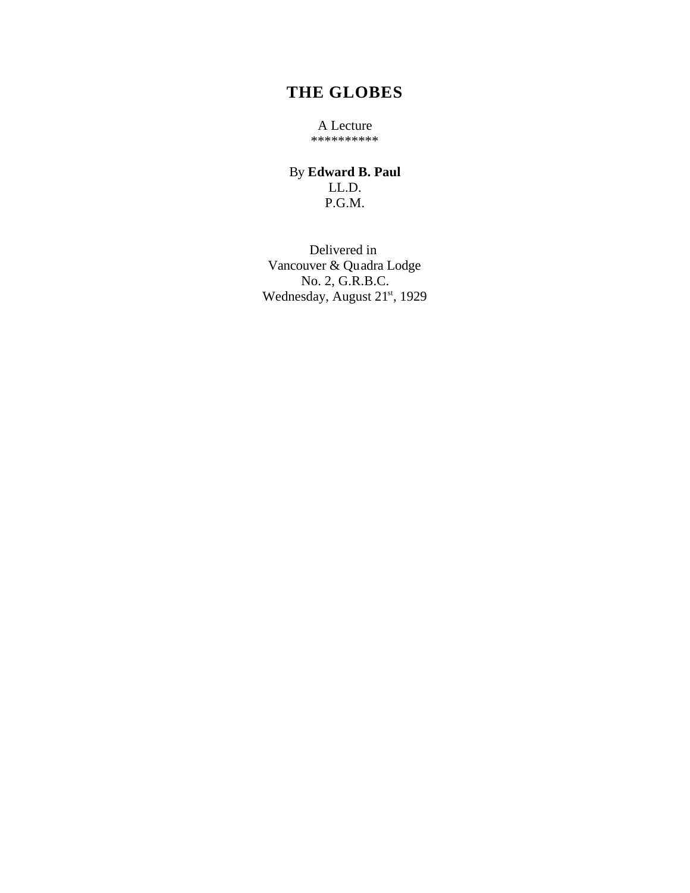# THE GLOBES

A Lecture
**********

By **Edward B. Paul**
LL.D.
P.G.M.

Delivered in
Vancouver & Quadra Lodge
No. 2, G.R.B.C.
Wednesday, August 21st, 1929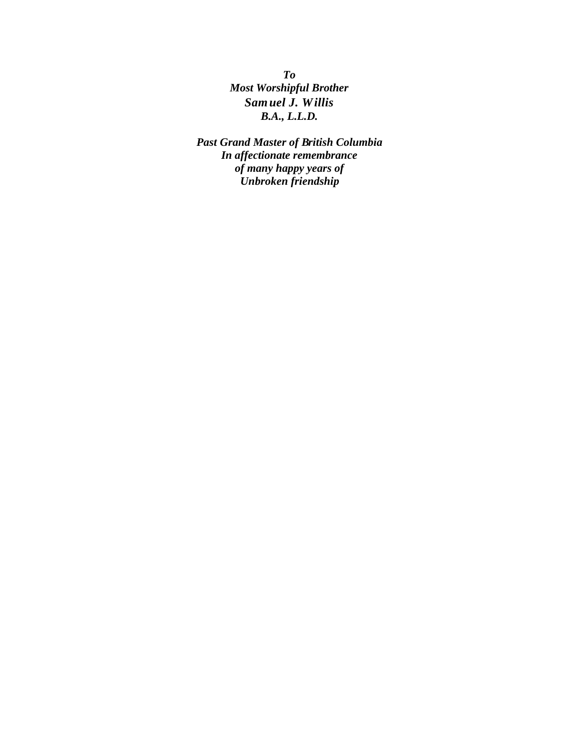*To*
*Most Worshipful Brother*
***Samuel J. Willis***
***B.A., L.L.D.***

***Past Grand Master of British Columbia***
***In affectionate remembrance***
***of many happy years of***
***Unbroken friendship***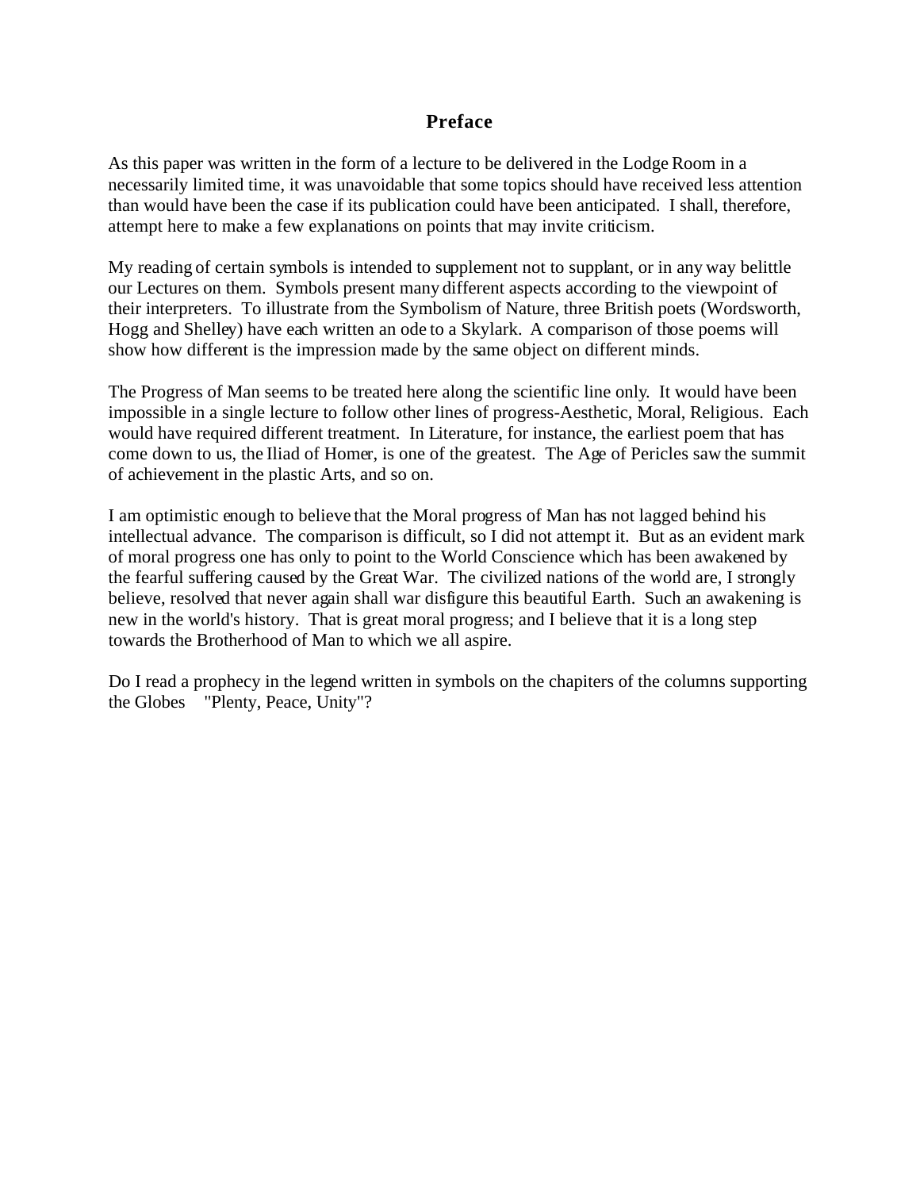# Preface

As this paper was written in the form of a lecture to be delivered in the Lodge Room in a necessarily limited time, it was unavoidable that some topics should have received less attention than would have been the case if its publication could have been anticipated. I shall, therefore, attempt here to make a few explanations on points that may invite criticism.

My reading of certain symbols is intended to supplement not to supplant, or in any way belittle our Lectures on them. Symbols present many different aspects according to the viewpoint of their interpreters. To illustrate from the Symbolism of Nature, three British poets (Wordsworth, Hogg and Shelley) have each written an ode to a Skylark. A comparison of those poems will show how different is the impression made by the same object on different minds.

The Progress of Man seems to be treated here along the scientific line only. It would have been impossible in a single lecture to follow other lines of progress-Aesthetic, Moral, Religious. Each would have required different treatment. In Literature, for instance, the earliest poem that has come down to us, the Iliad of Homer, is one of the greatest. The Age of Pericles saw the summit of achievement in the plastic Arts, and so on.

I am optimistic enough to believe that the Moral progress of Man has not lagged behind his intellectual advance. The comparison is difficult, so I did not attempt it. But as an evident mark of moral progress one has only to point to the World Conscience which has been awakened by the fearful suffering caused by the Great War. The civilized nations of the world are, I strongly believe, resolved that never again shall war disfigure this beautiful Earth. Such an awakening is new in the world's history. That is great moral progress; and I believe that it is a long step towards the Brotherhood of Man to which we all aspire.

Do I read a prophecy in the legend written in symbols on the chapiters of the columns supporting the Globes "Plenty, Peace, Unity"?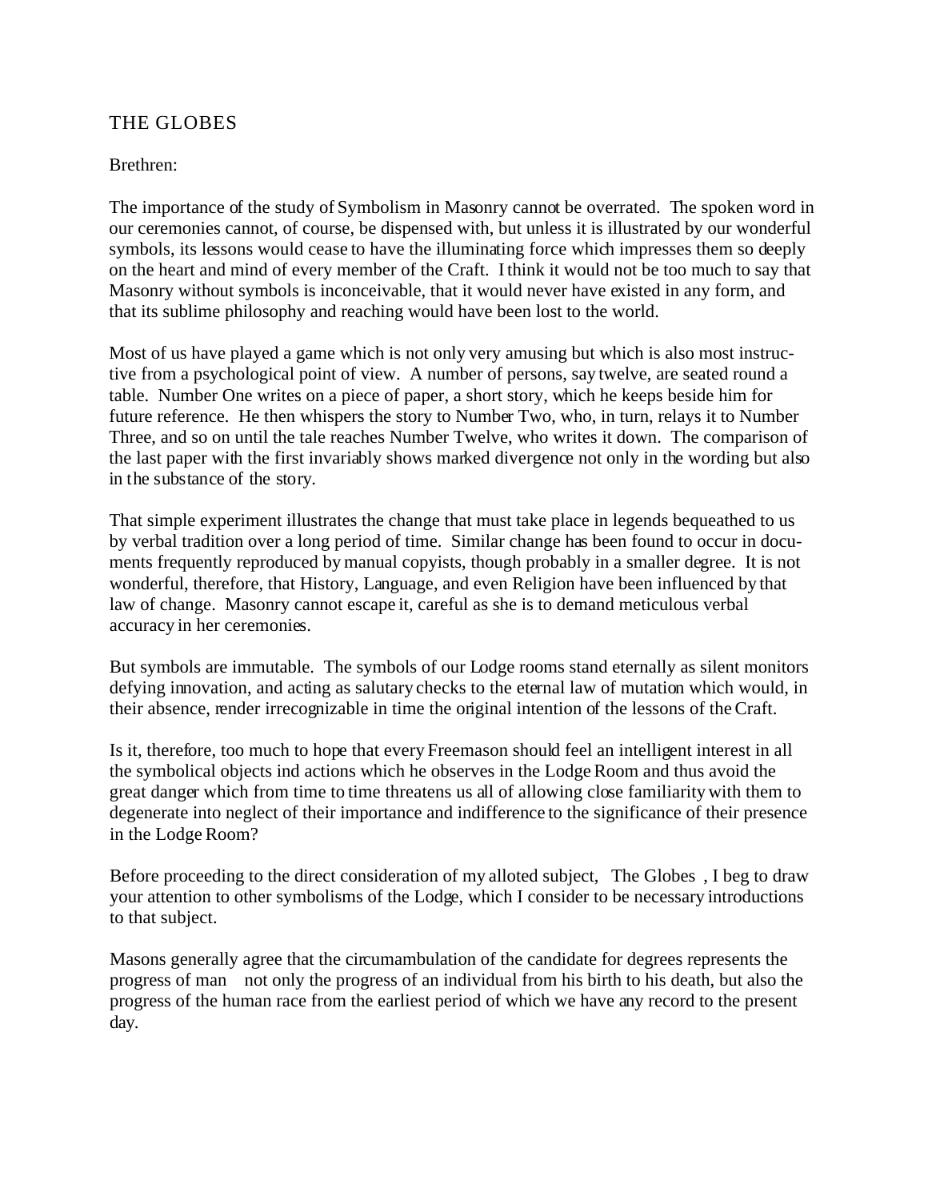## THE GLOBES

Brethren:

The importance of the study of Symbolism in Masonry cannot be overrated. The spoken word in our ceremonies cannot, of course, be dispensed with, but unless it is illustrated by our wonderful symbols, its lessons would cease to have the illuminating force which impresses them so deeply on the heart and mind of every member of the Craft. I think it would not be too much to say that Masonry without symbols is inconceivable, that it would never have existed in any form, and that its sublime philosophy and reaching would have been lost to the world.

Most of us have played a game which is not only very amusing but which is also most instructive from a psychological point of view. A number of persons, say twelve, are seated round a table. Number One writes on a piece of paper, a short story, which he keeps beside him for future reference. He then whispers the story to Number Two, who, in turn, relays it to Number Three, and so on until the tale reaches Number Twelve, who writes it down. The comparison of the last paper with the first invariably shows marked divergence not only in the wording but also in the substance of the story.

That simple experiment illustrates the change that must take place in legends bequeathed to us by verbal tradition over a long period of time. Similar change has been found to occur in documents frequently reproduced by manual copyists, though probably in a smaller degree. It is not wonderful, therefore, that History, Language, and even Religion have been influenced by that law of change. Masonry cannot escape it, careful as she is to demand meticulous verbal accuracy in her ceremonies.

But symbols are immutable. The symbols of our Lodge rooms stand eternally as silent monitors defying innovation, and acting as salutary checks to the eternal law of mutation which would, in their absence, render irrecognizable in time the original intention of the lessons of the Craft.

Is it, therefore, too much to hope that every Freemason should feel an intelligent interest in all the symbolical objects ind actions which he observes in the Lodge Room and thus avoid the great danger which from time to time threatens us all of allowing close familiarity with them to degenerate into neglect of their importance and indifference to the significance of their presence in the Lodge Room?

Before proceeding to the direct consideration of my alloted subject, The Globes , I beg to draw your attention to other symbolisms of the Lodge, which I consider to be necessary introductions to that subject.

Masons generally agree that the circumambulation of the candidate for degrees represents the progress of man not only the progress of an individual from his birth to his death, but also the progress of the human race from the earliest period of which we have any record to the present day.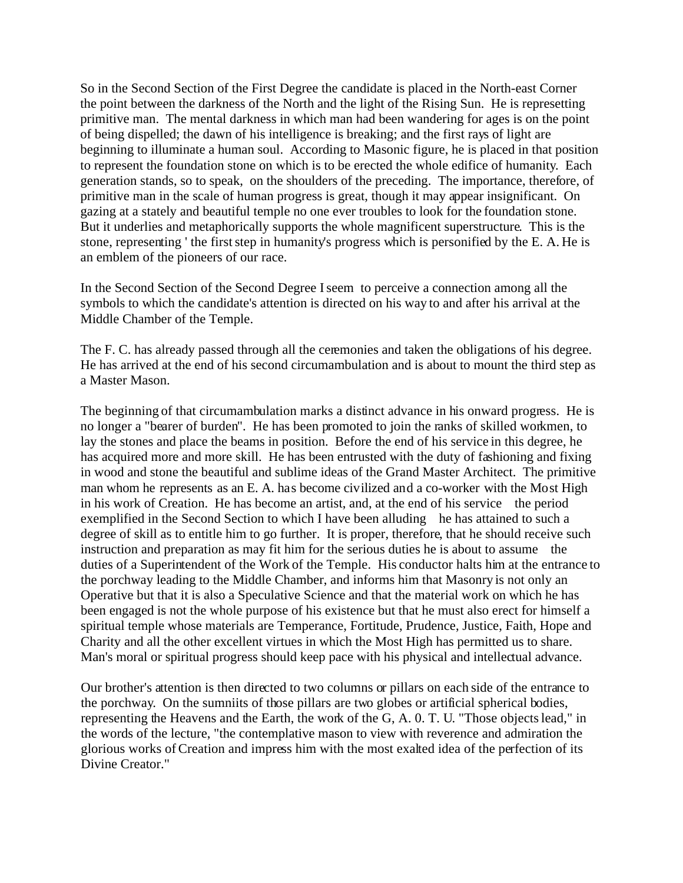So in the Second Section of the First Degree the candidate is placed in the North-east Corner the point between the darkness of the North and the light of the Rising Sun. He is represetting primitive man. The mental darkness in which man had been wandering for ages is on the point of being dispelled; the dawn of his intelligence is breaking; and the first rays of light are beginning to illuminate a human soul. According to Masonic figure, he is placed in that position to represent the foundation stone on which is to be erected the whole edifice of humanity. Each generation stands, so to speak, on the shoulders of the preceding. The importance, therefore, of primitive man in the scale of human progress is great, though it may appear insignificant. On gazing at a stately and beautiful temple no one ever troubles to look for the foundation stone. But it underlies and metaphorically supports the whole magnificent superstructure. This is the stone, representing ' the first step in humanity's progress which is personified by the E. A. He is an emblem of the pioneers of our race.

In the Second Section of the Second Degree I seem to perceive a connection among all the symbols to which the candidate's attention is directed on his way to and after his arrival at the Middle Chamber of the Temple.

The F. C. has already passed through all the ceremonies and taken the obligations of his degree. He has arrived at the end of his second circumambulation and is about to mount the third step as a Master Mason.

The beginning of that circumambulation marks a distinct advance in his onward progress. He is no longer a "bearer of burden". He has been promoted to join the ranks of skilled workmen, to lay the stones and place the beams in position. Before the end of his service in this degree, he has acquired more and more skill. He has been entrusted with the duty of fashioning and fixing in wood and stone the beautiful and sublime ideas of the Grand Master Architect. The primitive man whom he represents as an E. A. has become civilized and a co-worker with the Most High in his work of Creation. He has become an artist, and, at the end of his service the period exemplified in the Second Section to which I have been alluding he has attained to such a degree of skill as to entitle him to go further. It is proper, therefore, that he should receive such instruction and preparation as may fit him for the serious duties he is about to assume the duties of a Superintendent of the Work of the Temple. His conductor halts him at the entrance to the porchway leading to the Middle Chamber, and informs him that Masonry is not only an Operative but that it is also a Speculative Science and that the material work on which he has been engaged is not the whole purpose of his existence but that he must also erect for himself a spiritual temple whose materials are Temperance, Fortitude, Prudence, Justice, Faith, Hope and Charity and all the other excellent virtues in which the Most High has permitted us to share. Man's moral or spiritual progress should keep pace with his physical and intellectual advance.

Our brother's attention is then directed to two columns or pillars on each side of the entrance to the porchway. On the sumniits of those pillars are two globes or artificial spherical bodies, representing the Heavens and the Earth, the work of the G, A. 0. T. U. "Those objects lead," in the words of the lecture, "the contemplative mason to view with reverence and admiration the glorious works of Creation and impress him with the most exalted idea of the perfection of its Divine Creator."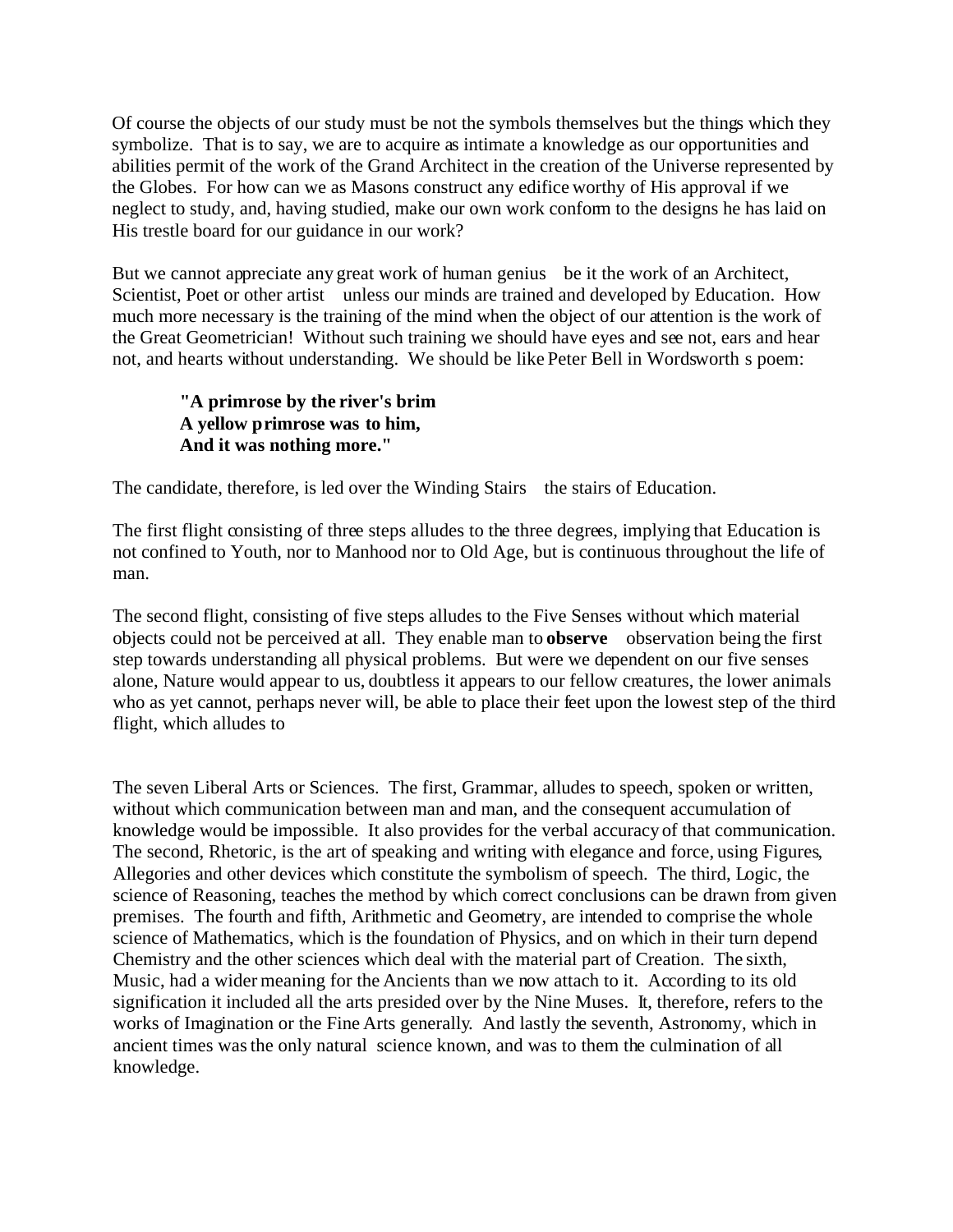Of course the objects of our study must be not the symbols themselves but the things which they symbolize. That is to say, we are to acquire as intimate a knowledge as our opportunities and abilities permit of the work of the Grand Architect in the creation of the Universe represented by the Globes. For how can we as Masons construct any edifice worthy of His approval if we neglect to study, and, having studied, make our own work conform to the designs he has laid on His trestle board for our guidance in our work?

But we cannot appreciate any great work of human genius be it the work of an Architect, Scientist, Poet or other artist unless our minds are trained and developed by Education. How much more necessary is the training of the mind when the object of our attention is the work of the Great Geometrician! Without such training we should have eyes and see not, ears and hear not, and hearts without understanding. We should be like Peter Bell in Wordsworth s poem:

> **"A primrose by the river's brim**
> **A yellow primrose was to him,**
> **And it was nothing more."**

The candidate, therefore, is led over the Winding Stairs the stairs of Education.

The first flight consisting of three steps alludes to the three degrees, implying that Education is not confined to Youth, nor to Manhood nor to Old Age, but is continuous throughout the life of man.

The second flight, consisting of five steps alludes to the Five Senses without which material objects could not be perceived at all. They enable man to **observe** observation being the first step towards understanding all physical problems. But were we dependent on our five senses alone, Nature would appear to us, doubtless it appears to our fellow creatures, the lower animals who as yet cannot, perhaps never will, be able to place their feet upon the lowest step of the third flight, which alludes to

The seven Liberal Arts or Sciences. The first, Grammar, alludes to speech, spoken or written, without which communication between man and man, and the consequent accumulation of knowledge would be impossible. It also provides for the verbal accuracy of that communication. The second, Rhetoric, is the art of speaking and writing with elegance and force, using Figures, Allegories and other devices which constitute the symbolism of speech. The third, Logic, the science of Reasoning, teaches the method by which correct conclusions can be drawn from given premises. The fourth and fifth, Arithmetic and Geometry, are intended to comprise the whole science of Mathematics, which is the foundation of Physics, and on which in their turn depend Chemistry and the other sciences which deal with the material part of Creation. The sixth, Music, had a wider meaning for the Ancients than we now attach to it. According to its old signification it included all the arts presided over by the Nine Muses. It, therefore, refers to the works of Imagination or the Fine Arts generally. And lastly the seventh, Astronomy, which in ancient times was the only natural science known, and was to them the culmination of all knowledge.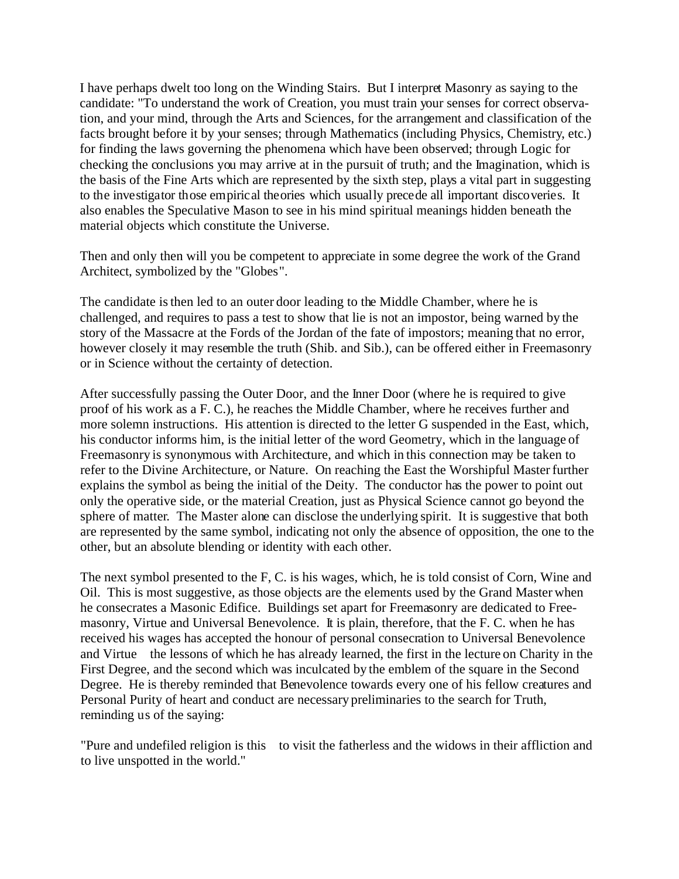I have perhaps dwelt too long on the Winding Stairs. But I interpret Masonry as saying to the candidate: "To understand the work of Creation, you must train your senses for correct observation, and your mind, through the Arts and Sciences, for the arrangement and classification of the facts brought before it by your senses; through Mathematics (including Physics, Chemistry, etc.) for finding the laws governing the phenomena which have been observed; through Logic for checking the conclusions you may arrive at in the pursuit of truth; and the Imagination, which is the basis of the Fine Arts which are represented by the sixth step, plays a vital part in suggesting to the investigator those empirical theories which usually precede all important discoveries. It also enables the Speculative Mason to see in his mind spiritual meanings hidden beneath the material objects which constitute the Universe.

Then and only then will you be competent to appreciate in some degree the work of the Grand Architect, symbolized by the "Globes".

The candidate is then led to an outer door leading to the Middle Chamber, where he is challenged, and requires to pass a test to show that lie is not an impostor, being warned by the story of the Massacre at the Fords of the Jordan of the fate of impostors; meaning that no error, however closely it may resemble the truth (Shib. and Sib.), can be offered either in Freemasonry or in Science without the certainty of detection.

After successfully passing the Outer Door, and the Inner Door (where he is required to give proof of his work as a F. C.), he reaches the Middle Chamber, where he receives further and more solemn instructions. His attention is directed to the letter G suspended in the East, which, his conductor informs him, is the initial letter of the word Geometry, which in the language of Freemasonry is synonymous with Architecture, and which in this connection may be taken to refer to the Divine Architecture, or Nature. On reaching the East the Worshipful Master further explains the symbol as being the initial of the Deity. The conductor has the power to point out only the operative side, or the material Creation, just as Physical Science cannot go beyond the sphere of matter. The Master alone can disclose the underlying spirit. It is suggestive that both are represented by the same symbol, indicating not only the absence of opposition, the one to the other, but an absolute blending or identity with each other.

The next symbol presented to the F, C. is his wages, which, he is told consist of Corn, Wine and Oil. This is most suggestive, as those objects are the elements used by the Grand Master when he consecrates a Masonic Edifice. Buildings set apart for Freemasonry are dedicated to Freemasonry, Virtue and Universal Benevolence. It is plain, therefore, that the F. C. when he has received his wages has accepted the honour of personal consecration to Universal Benevolence and Virtue the lessons of which he has already learned, the first in the lecture on Charity in the First Degree, and the second which was inculcated by the emblem of the square in the Second Degree. He is thereby reminded that Benevolence towards every one of his fellow creatures and Personal Purity of heart and conduct are necessary preliminaries to the search for Truth, reminding us of the saying:

"Pure and undefiled religion is this to visit the fatherless and the widows in their affliction and to live unspotted in the world."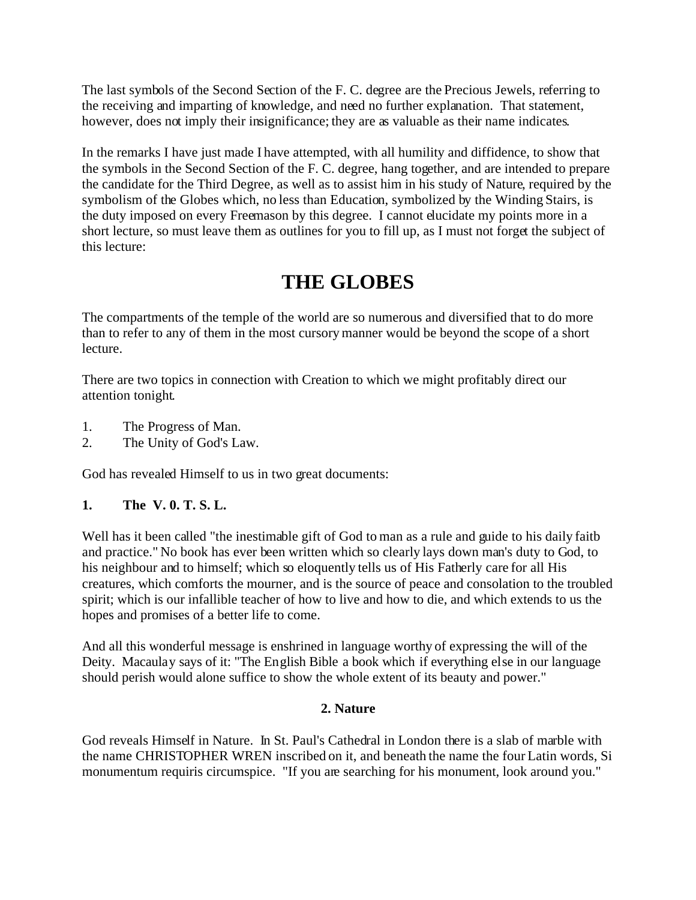The last symbols of the Second Section of the F. C. degree are the Precious Jewels, referring to the receiving and imparting of knowledge, and need no further explanation. That statement, however, does not imply their insignificance; they are as valuable as their name indicates.

In the remarks I have just made I have attempted, with all humility and diffidence, to show that the symbols in the Second Section of the F. C. degree, hang together, and are intended to prepare the candidate for the Third Degree, as well as to assist him in his study of Nature, required by the symbolism of the Globes which, no less than Education, symbolized by the Winding Stairs, is the duty imposed on every Freemason by this degree. I cannot elucidate my points more in a short lecture, so must leave them as outlines for you to fill up, as I must not forget the subject of this lecture:

# THE GLOBES

The compartments of the temple of the world are so numerous and diversified that to do more than to refer to any of them in the most cursory manner would be beyond the scope of a short lecture.

There are two topics in connection with Creation to which we might profitably direct our attention tonight.

1. The Progress of Man.
2. The Unity of God's Law.

God has revealed Himself to us in two great documents:

**1. The V. 0. T. S. L.**

Well has it been called "the inestimable gift of God to man as a rule and guide to his daily faitb and practice." No book has ever been written which so clearly lays down man's duty to God, to his neighbour and to himself; which so eloquently tells us of His Fatherly care for all His creatures, which comforts the mourner, and is the source of peace and consolation to the troubled spirit; which is our infallible teacher of how to live and how to die, and which extends to us the hopes and promises of a better life to come.

And all this wonderful message is enshrined in language worthy of expressing the will of the Deity. Macaulay says of it: "The English Bible a book which if everything else in our language should perish would alone suffice to show the whole extent of its beauty and power."

**2. Nature**

God reveals Himself in Nature. In St. Paul's Cathedral in London there is a slab of marble with the name CHRISTOPHER WREN inscribed on it, and beneath the name the four Latin words, Si monumentum requiris circumspice. "If you are searching for his monument, look around you."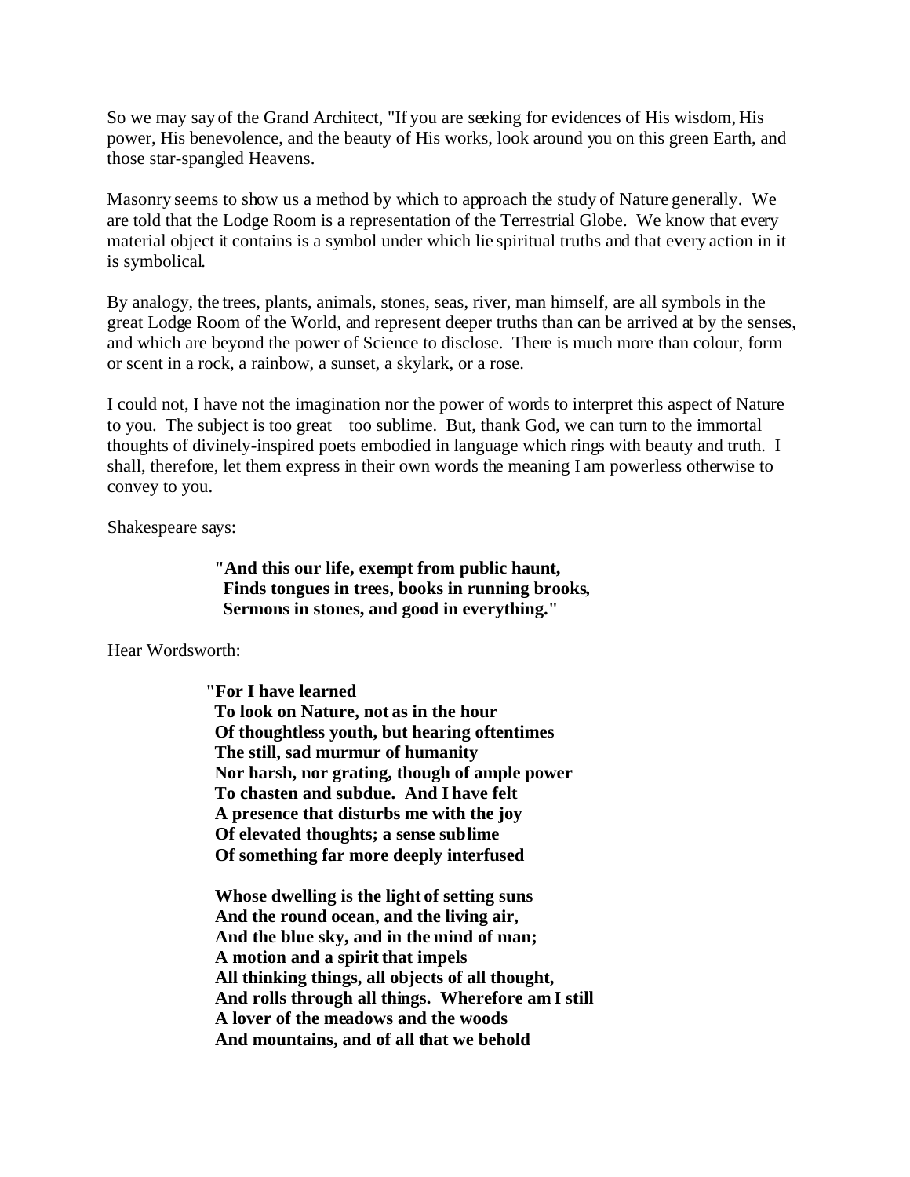So we may say of the Grand Architect, "If you are seeking for evidences of His wisdom, His power, His benevolence, and the beauty of His works, look around you on this green Earth, and those star-spangled Heavens.

Masonry seems to show us a method by which to approach the study of Nature generally. We are told that the Lodge Room is a representation of the Terrestrial Globe. We know that every material object it contains is a symbol under which lie spiritual truths and that every action in it is symbolical.

By analogy, the trees, plants, animals, stones, seas, river, man himself, are all symbols in the great Lodge Room of the World, and represent deeper truths than can be arrived at by the senses, and which are beyond the power of Science to disclose. There is much more than colour, form or scent in a rock, a rainbow, a sunset, a skylark, or a rose.

I could not, I have not the imagination nor the power of words to interpret this aspect of Nature to you. The subject is too great too sublime. But, thank God, we can turn to the immortal thoughts of divinely-inspired poets embodied in language which rings with beauty and truth. I shall, therefore, let them express in their own words the meaning I am powerless otherwise to convey to you.

Shakespeare says:

> **"And this our life, exempt from public haunt,**
> **Finds tongues in trees, books in running brooks,**
> **Sermons in stones, and good in everything."**

Hear Wordsworth:

> **"For I have learned**
> **To look on Nature, not as in the hour**
> **Of thoughtless youth, but hearing oftentimes**
> **The still, sad murmur of humanity**
> **Nor harsh, nor grating, though of ample power**
> **To chasten and subdue. And I have felt**
> **A presence that disturbs me with the joy**
> **Of elevated thoughts; a sense sublime**
> **Of something far more deeply interfused**
>
> **Whose dwelling is the light of setting suns**
> **And the round ocean, and the living air,**
> **And the blue sky, and in the mind of man;**
> **A motion and a spirit that impels**
> **All thinking things, all objects of all thought,**
> **And rolls through all things. Wherefore am I still**
> **A lover of the meadows and the woods**
> **And mountains, and of all that we behold**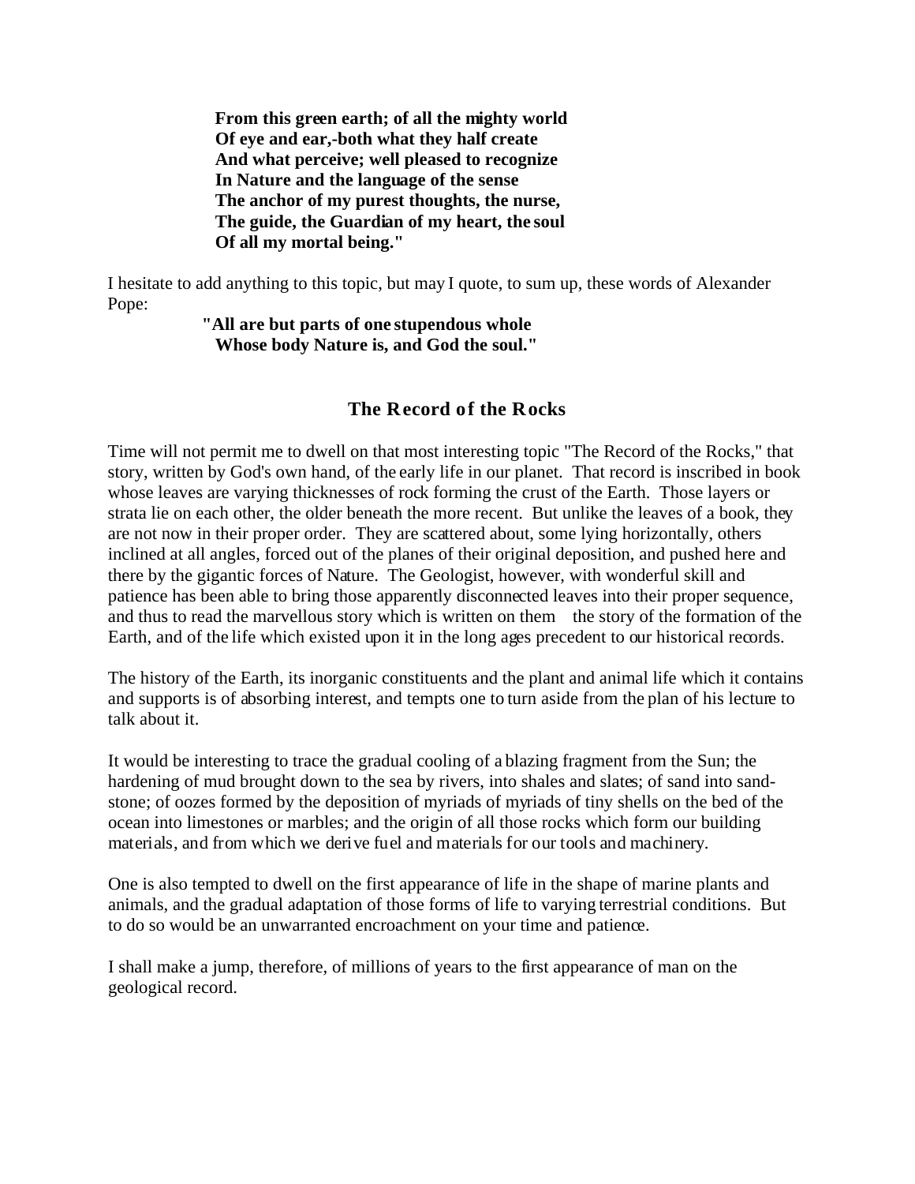**From this green earth; of all the mighty world**  
**Of eye and ear,-both what they half create**  
**And what perceive; well pleased to recognize**  
**In Nature and the language of the sense**  
**The anchor of my purest thoughts, the nurse,**  
**The guide, the Guardian of my heart, the soul**  
**Of all my mortal being."**

I hesitate to add anything to this topic, but may I quote, to sum up, these words of Alexander Pope:

**"All are but parts of one stupendous whole**  
**Whose body Nature is, and God the soul."**

## The Record of the Rocks

Time will not permit me to dwell on that most interesting topic "The Record of the Rocks," that story, written by God's own hand, of the early life in our planet. That record is inscribed in book whose leaves are varying thicknesses of rock forming the crust of the Earth. Those layers or strata lie on each other, the older beneath the more recent. But unlike the leaves of a book, they are not now in their proper order. They are scattered about, some lying horizontally, others inclined at all angles, forced out of the planes of their original deposition, and pushed here and there by the gigantic forces of Nature. The Geologist, however, with wonderful skill and patience has been able to bring those apparently disconnected leaves into their proper sequence, and thus to read the marvellous story which is written on them the story of the formation of the Earth, and of the life which existed upon it in the long ages precedent to our historical records.

The history of the Earth, its inorganic constituents and the plant and animal life which it contains and supports is of absorbing interest, and tempts one to turn aside from the plan of his lecture to talk about it.

It would be interesting to trace the gradual cooling of a blazing fragment from the Sun; the hardening of mud brought down to the sea by rivers, into shales and slates; of sand into sand-stone; of oozes formed by the deposition of myriads of myriads of tiny shells on the bed of the ocean into limestones or marbles; and the origin of all those rocks which form our building materials, and from which we derive fuel and materials for our tools and machinery.

One is also tempted to dwell on the first appearance of life in the shape of marine plants and animals, and the gradual adaptation of those forms of life to varying terrestrial conditions. But to do so would be an unwarranted encroachment on your time and patience.

I shall make a jump, therefore, of millions of years to the first appearance of man on the geological record.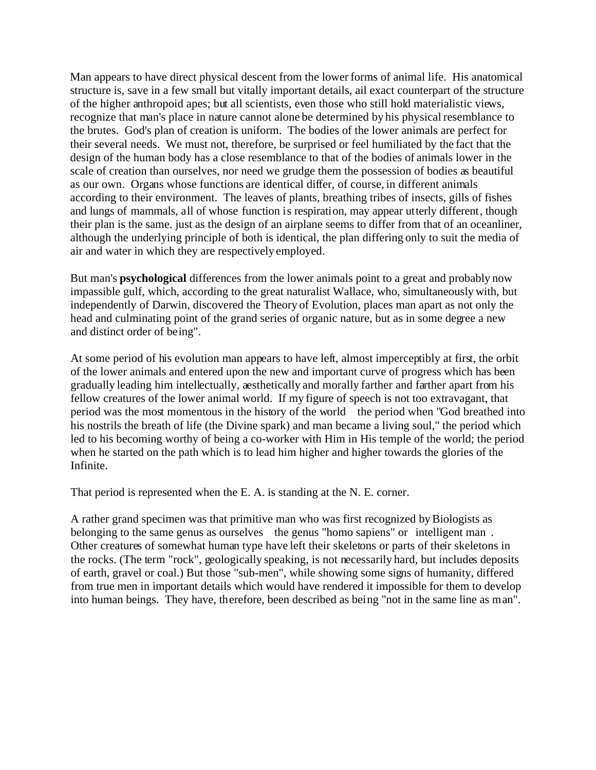Man appears to have direct physical descent from the lower forms of animal life. His anatomical structure is, save in a few small but vitally important details, ail exact counterpart of the structure of the higher anthropoid apes; but all scientists, even those who still hold materialistic views, recognize that man's place in nature cannot alone be determined by his physical resemblance to the brutes. God's plan of creation is uniform. The bodies of the lower animals are perfect for their several needs. We must not, therefore, be surprised or feel humiliated by the fact that the design of the human body has a close resemblance to that of the bodies of animals lower in the scale of creation than ourselves, nor need we grudge them the possession of bodies as beautiful as our own. Organs whose functions are identical differ, of course, in different animals according to their environment. The leaves of plants, breathing tribes of insects, gills of fishes and lungs of mammals, all of whose function is respiration, may appear utterly different, though their plan is the same. just as the design of an airplane seems to differ from that of an oceanliner, although the underlying principle of both is identical, the plan differing only to suit the media of air and water in which they are respectively employed.

But man's **psychological** differences from the lower animals point to a great and probably now impassible gulf, which, according to the great naturalist Wallace, who, simultaneously with, but independently of Darwin, discovered the Theory of Evolution, places man apart as not only the head and culminating point of the grand series of organic nature, but as in some degree a new and distinct order of being".

At some period of his evolution man appears to have left, almost imperceptibly at first, the orbit of the lower animals and entered upon the new and important curve of progress which has been gradually leading him intellectually, aesthetically and morally farther and farther apart from his fellow creatures of the lower animal world. If my figure of speech is not too extravagant, that period was the most momentous in the history of the world the period when "God breathed into his nostrils the breath of life (the Divine spark) and man became a living soul," the period which led to his becoming worthy of being a co-worker with Him in His temple of the world; the period when he started on the path which is to lead him higher and higher towards the glories of the Infinite.

That period is represented when the E. A. is standing at the N. E. corner.

A rather grand specimen was that primitive man who was first recognized by Biologists as belonging to the same genus as ourselves the genus "homo sapiens" or intelligent man . Other creatures of somewhat human type have left their skeletons or parts of their skeletons in the rocks. (The term "rock", geologically speaking, is not necessarily hard, but includes deposits of earth, gravel or coal.) But those "sub-men", while showing some signs of humanity, differed from true men in important details which would have rendered it impossible for them to develop into human beings. They have, therefore, been described as being "not in the same line as man".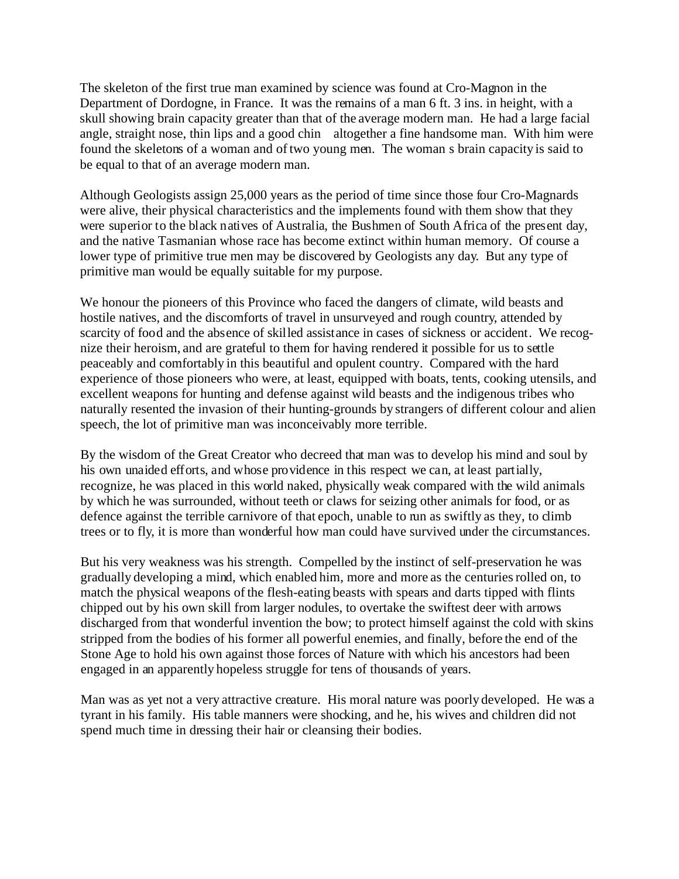The skeleton of the first true man examined by science was found at Cro-Magnon in the Department of Dordogne, in France. It was the remains of a man 6 ft. 3 ins. in height, with a skull showing brain capacity greater than that of the average modern man. He had a large facial angle, straight nose, thin lips and a good chin altogether a fine handsome man. With him were found the skeletons of a woman and of two young men. The woman s brain capacity is said to be equal to that of an average modern man.

Although Geologists assign 25,000 years as the period of time since those four Cro-Magnards were alive, their physical characteristics and the implements found with them show that they were superior to the black natives of Australia, the Bushmen of South Africa of the present day, and the native Tasmanian whose race has become extinct within human memory. Of course a lower type of primitive true men may be discovered by Geologists any day. But any type of primitive man would be equally suitable for my purpose.

We honour the pioneers of this Province who faced the dangers of climate, wild beasts and hostile natives, and the discomforts of travel in unsurveyed and rough country, attended by scarcity of food and the absence of skilled assistance in cases of sickness or accident. We recognize their heroism, and are grateful to them for having rendered it possible for us to settle peaceably and comfortably in this beautiful and opulent country. Compared with the hard experience of those pioneers who were, at least, equipped with boats, tents, cooking utensils, and excellent weapons for hunting and defense against wild beasts and the indigenous tribes who naturally resented the invasion of their hunting-grounds by strangers of different colour and alien speech, the lot of primitive man was inconceivably more terrible.

By the wisdom of the Great Creator who decreed that man was to develop his mind and soul by his own unaided efforts, and whose providence in this respect we can, at least partially, recognize, he was placed in this world naked, physically weak compared with the wild animals by which he was surrounded, without teeth or claws for seizing other animals for food, or as defence against the terrible carnivore of that epoch, unable to run as swiftly as they, to climb trees or to fly, it is more than wonderful how man could have survived under the circumstances.

But his very weakness was his strength. Compelled by the instinct of self-preservation he was gradually developing a mind, which enabled him, more and more as the centuries rolled on, to match the physical weapons of the flesh-eating beasts with spears and darts tipped with flints chipped out by his own skill from larger nodules, to overtake the swiftest deer with arrows discharged from that wonderful invention the bow; to protect himself against the cold with skins stripped from the bodies of his former all powerful enemies, and finally, before the end of the Stone Age to hold his own against those forces of Nature with which his ancestors had been engaged in an apparently hopeless struggle for tens of thousands of years.

Man was as yet not a very attractive creature. His moral nature was poorly developed. He was a tyrant in his family. His table manners were shocking, and he, his wives and children did not spend much time in dressing their hair or cleansing their bodies.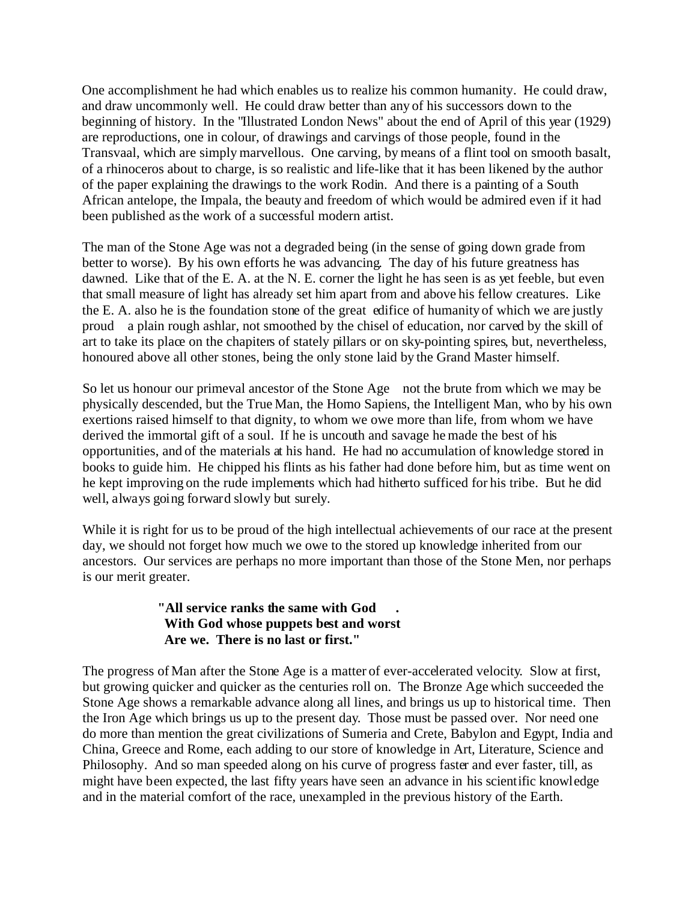One accomplishment he had which enables us to realize his common humanity. He could draw, and draw uncommonly well. He could draw better than any of his successors down to the beginning of history. In the "Illustrated London News" about the end of April of this year (1929) are reproductions, one in colour, of drawings and carvings of those people, found in the Transvaal, which are simply marvellous. One carving, by means of a flint tool on smooth basalt, of a rhinoceros about to charge, is so realistic and life-like that it has been likened by the author of the paper explaining the drawings to the work Rodin. And there is a painting of a South African antelope, the Impala, the beauty and freedom of which would be admired even if it had been published as the work of a successful modern artist.

The man of the Stone Age was not a degraded being (in the sense of going down grade from better to worse). By his own efforts he was advancing. The day of his future greatness has dawned. Like that of the E. A. at the N. E. corner the light he has seen is as yet feeble, but even that small measure of light has already set him apart from and above his fellow creatures. Like the E. A. also he is the foundation stone of the great edifice of humanity of which we are justly proud a plain rough ashlar, not smoothed by the chisel of education, nor carved by the skill of art to take its place on the chapiters of stately pillars or on sky-pointing spires, but, nevertheless, honoured above all other stones, being the only stone laid by the Grand Master himself.

So let us honour our primeval ancestor of the Stone Age not the brute from which we may be physically descended, but the True Man, the Homo Sapiens, the Intelligent Man, who by his own exertions raised himself to that dignity, to whom we owe more than life, from whom we have derived the immortal gift of a soul. If he is uncouth and savage he made the best of his opportunities, and of the materials at his hand. He had no accumulation of knowledge stored in books to guide him. He chipped his flints as his father had done before him, but as time went on he kept improving on the rude implements which had hitherto sufficed for his tribe. But he did well, always going forward slowly but surely.

While it is right for us to be proud of the high intellectual achievements of our race at the present day, we should not forget how much we owe to the stored up knowledge inherited from our ancestors. Our services are perhaps no more important than those of the Stone Men, nor perhaps is our merit greater.

> **"All service ranks the same with God .**
> **With God whose puppets best and worst**
> **Are we. There is no last or first."**

The progress of Man after the Stone Age is a matter of ever-accelerated velocity. Slow at first, but growing quicker and quicker as the centuries roll on. The Bronze Age which succeeded the Stone Age shows a remarkable advance along all lines, and brings us up to historical time. Then the Iron Age which brings us up to the present day. Those must be passed over. Nor need one do more than mention the great civilizations of Sumeria and Crete, Babylon and Egypt, India and China, Greece and Rome, each adding to our store of knowledge in Art, Literature, Science and Philosophy. And so man speeded along on his curve of progress faster and ever faster, till, as might have been expected, the last fifty years have seen an advance in his scientific knowledge and in the material comfort of the race, unexampled in the previous history of the Earth.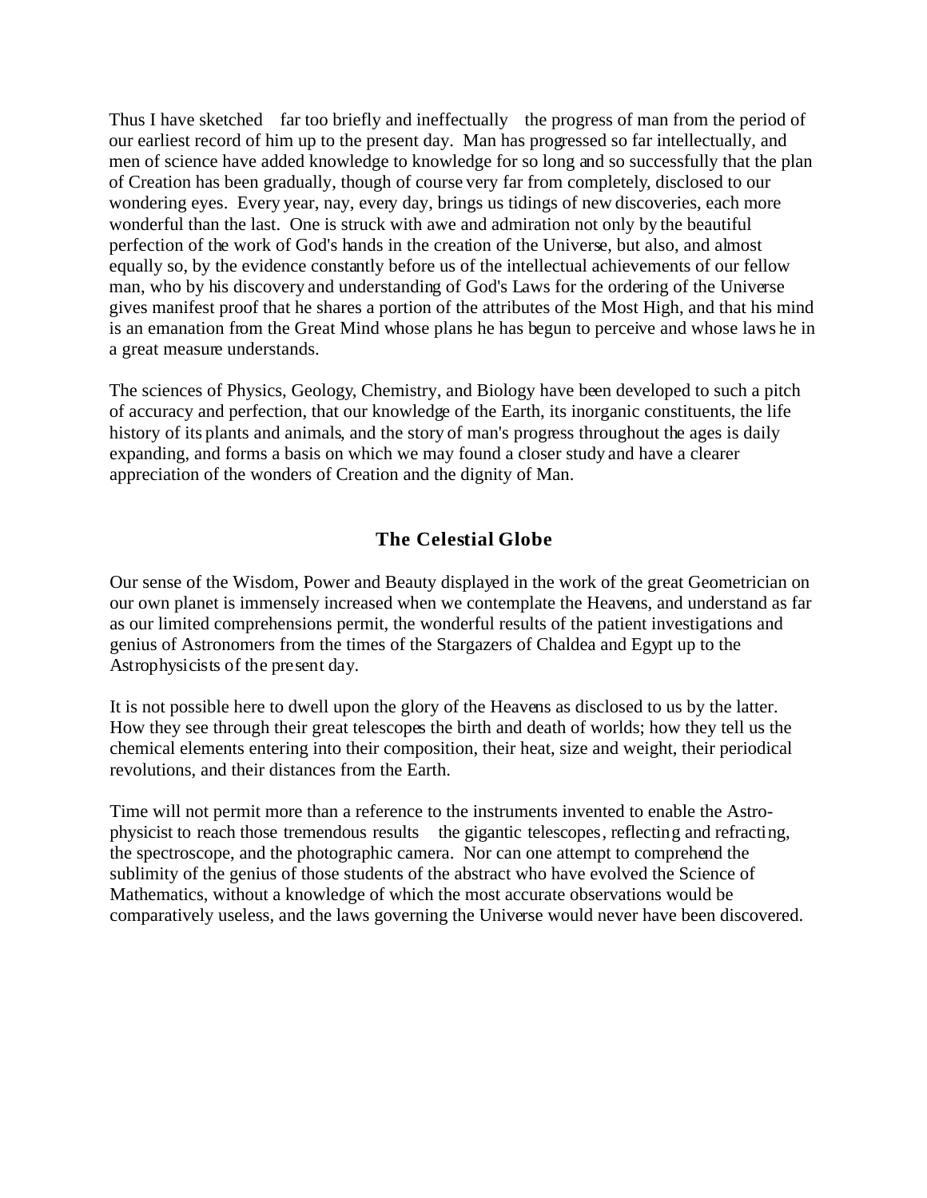Thus I have sketched — far too briefly and ineffectually — the progress of man from the period of our earliest record of him up to the present day. Man has progressed so far intellectually, and men of science have added knowledge to knowledge for so long and so successfully that the plan of Creation has been gradually, though of course very far from completely, disclosed to our wondering eyes. Every year, nay, every day, brings us tidings of new discoveries, each more wonderful than the last. One is struck with awe and admiration not only by the beautiful perfection of the work of God's hands in the creation of the Universe, but also, and almost equally so, by the evidence constantly before us of the intellectual achievements of our fellow man, who by his discovery and understanding of God's Laws for the ordering of the Universe gives manifest proof that he shares a portion of the attributes of the Most High, and that his mind is an emanation from the Great Mind whose plans he has begun to perceive and whose laws he in a great measure understands.

The sciences of Physics, Geology, Chemistry, and Biology have been developed to such a pitch of accuracy and perfection, that our knowledge of the Earth, its inorganic constituents, the life history of its plants and animals, and the story of man's progress throughout the ages is daily expanding, and forms a basis on which we may found a closer study and have a clearer appreciation of the wonders of Creation and the dignity of Man.

## The Celestial Globe

Our sense of the Wisdom, Power and Beauty displayed in the work of the great Geometrician on our own planet is immensely increased when we contemplate the Heavens, and understand as far as our limited comprehensions permit, the wonderful results of the patient investigations and genius of Astronomers from the times of the Stargazers of Chaldea and Egypt up to the Astrophysicists of the present day.

It is not possible here to dwell upon the glory of the Heavens as disclosed to us by the latter. How they see through their great telescopes the birth and death of worlds; how they tell us the chemical elements entering into their composition, their heat, size and weight, their periodical revolutions, and their distances from the Earth.

Time will not permit more than a reference to the instruments invented to enable the Astrophysicist to reach those tremendous results — the gigantic telescopes, reflecting and refracting, the spectroscope, and the photographic camera. Nor can one attempt to comprehend the sublimity of the genius of those students of the abstract who have evolved the Science of Mathematics, without a knowledge of which the most accurate observations would be comparatively useless, and the laws governing the Universe would never have been discovered.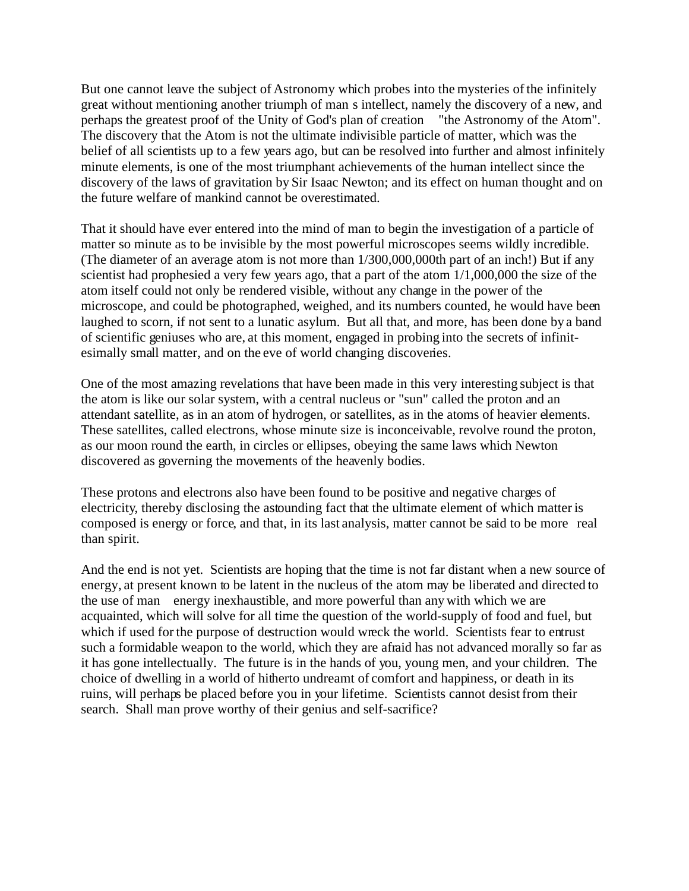But one cannot leave the subject of Astronomy which probes into the mysteries of the infinitely great without mentioning another triumph of man s intellect, namely the discovery of a new, and perhaps the greatest proof of the Unity of God's plan of creation "the Astronomy of the Atom". The discovery that the Atom is not the ultimate indivisible particle of matter, which was the belief of all scientists up to a few years ago, but can be resolved into further and almost infinitely minute elements, is one of the most triumphant achievements of the human intellect since the discovery of the laws of gravitation by Sir Isaac Newton; and its effect on human thought and on the future welfare of mankind cannot be overestimated.

That it should have ever entered into the mind of man to begin the investigation of a particle of matter so minute as to be invisible by the most powerful microscopes seems wildly incredible. (The diameter of an average atom is not more than 1/300,000,000th part of an inch!) But if any scientist had prophesied a very few years ago, that a part of the atom 1/1,000,000 the size of the atom itself could not only be rendered visible, without any change in the power of the microscope, and could be photographed, weighed, and its numbers counted, he would have been laughed to scorn, if not sent to a lunatic asylum. But all that, and more, has been done by a band of scientific geniuses who are, at this moment, engaged in probing into the secrets of infinitesimally small matter, and on the eve of world changing discoveries.

One of the most amazing revelations that have been made in this very interesting subject is that the atom is like our solar system, with a central nucleus or "sun" called the proton and an attendant satellite, as in an atom of hydrogen, or satellites, as in the atoms of heavier elements. These satellites, called electrons, whose minute size is inconceivable, revolve round the proton, as our moon round the earth, in circles or ellipses, obeying the same laws which Newton discovered as governing the movements of the heavenly bodies.

These protons and electrons also have been found to be positive and negative charges of electricity, thereby disclosing the astounding fact that the ultimate element of which matter is composed is energy or force, and that, in its last analysis, matter cannot be said to be more real than spirit.

And the end is not yet. Scientists are hoping that the time is not far distant when a new source of energy, at present known to be latent in the nucleus of the atom may be liberated and directed to the use of man energy inexhaustible, and more powerful than any with which we are acquainted, which will solve for all time the question of the world-supply of food and fuel, but which if used for the purpose of destruction would wreck the world. Scientists fear to entrust such a formidable weapon to the world, which they are afraid has not advanced morally so far as it has gone intellectually. The future is in the hands of you, young men, and your children. The choice of dwelling in a world of hitherto undreamt of comfort and happiness, or death in its ruins, will perhaps be placed before you in your lifetime. Scientists cannot desist from their search. Shall man prove worthy of their genius and self-sacrifice?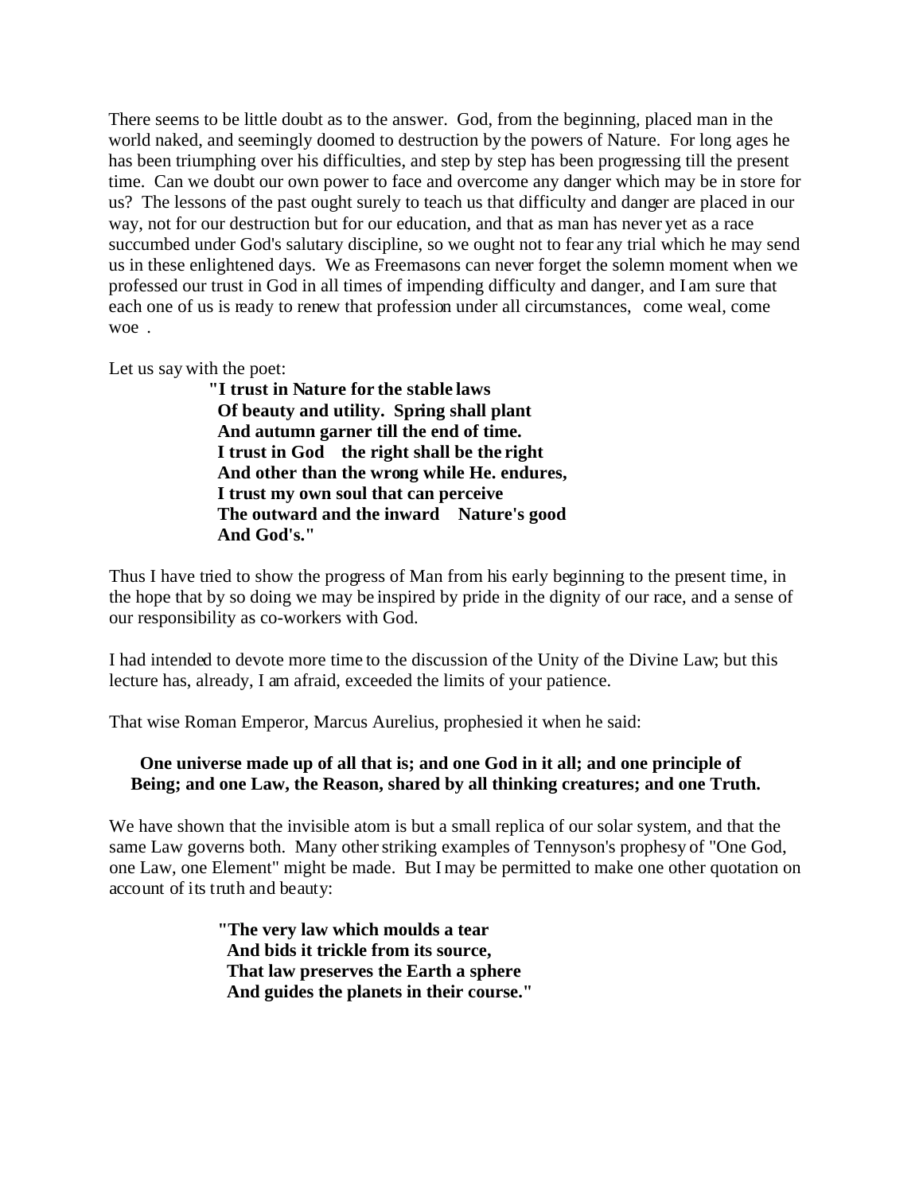There seems to be little doubt as to the answer. God, from the beginning, placed man in the world naked, and seemingly doomed to destruction by the powers of Nature. For long ages he has been triumphing over his difficulties, and step by step has been progressing till the present time. Can we doubt our own power to face and overcome any danger which may be in store for us? The lessons of the past ought surely to teach us that difficulty and danger are placed in our way, not for our destruction but for our education, and that as man has never yet as a race succumbed under God's salutary discipline, so we ought not to fear any trial which he may send us in these enlightened days. We as Freemasons can never forget the solemn moment when we professed our trust in God in all times of impending difficulty and danger, and I am sure that each one of us is ready to renew that profession under all circumstances, come weal, come woe .

Let us say with the poet:

> **"I trust in Nature for the stable laws**
> **Of beauty and utility. Spring shall plant**
> **And autumn garner till the end of time.**
> **I trust in God the right shall be the right**
> **And other than the wrong while He. endures,**
> **I trust my own soul that can perceive**
> **The outward and the inward Nature's good**
> **And God's."**

Thus I have tried to show the progress of Man from his early beginning to the present time, in the hope that by so doing we may be inspired by pride in the dignity of our race, and a sense of our responsibility as co-workers with God.

I had intended to devote more time to the discussion of the Unity of the Divine Law; but this lecture has, already, I am afraid, exceeded the limits of your patience.

That wise Roman Emperor, Marcus Aurelius, prophesied it when he said:

> **One universe made up of all that is; and one God in it all; and one principle of Being; and one Law, the Reason, shared by all thinking creatures; and one Truth.**

We have shown that the invisible atom is but a small replica of our solar system, and that the same Law governs both. Many other striking examples of Tennyson's prophesy of "One God, one Law, one Element" might be made. But I may be permitted to make one other quotation on account of its truth and beauty:

> **"The very law which moulds a tear**
> **And bids it trickle from its source,**
> **That law preserves the Earth a sphere**
> **And guides the planets in their course."**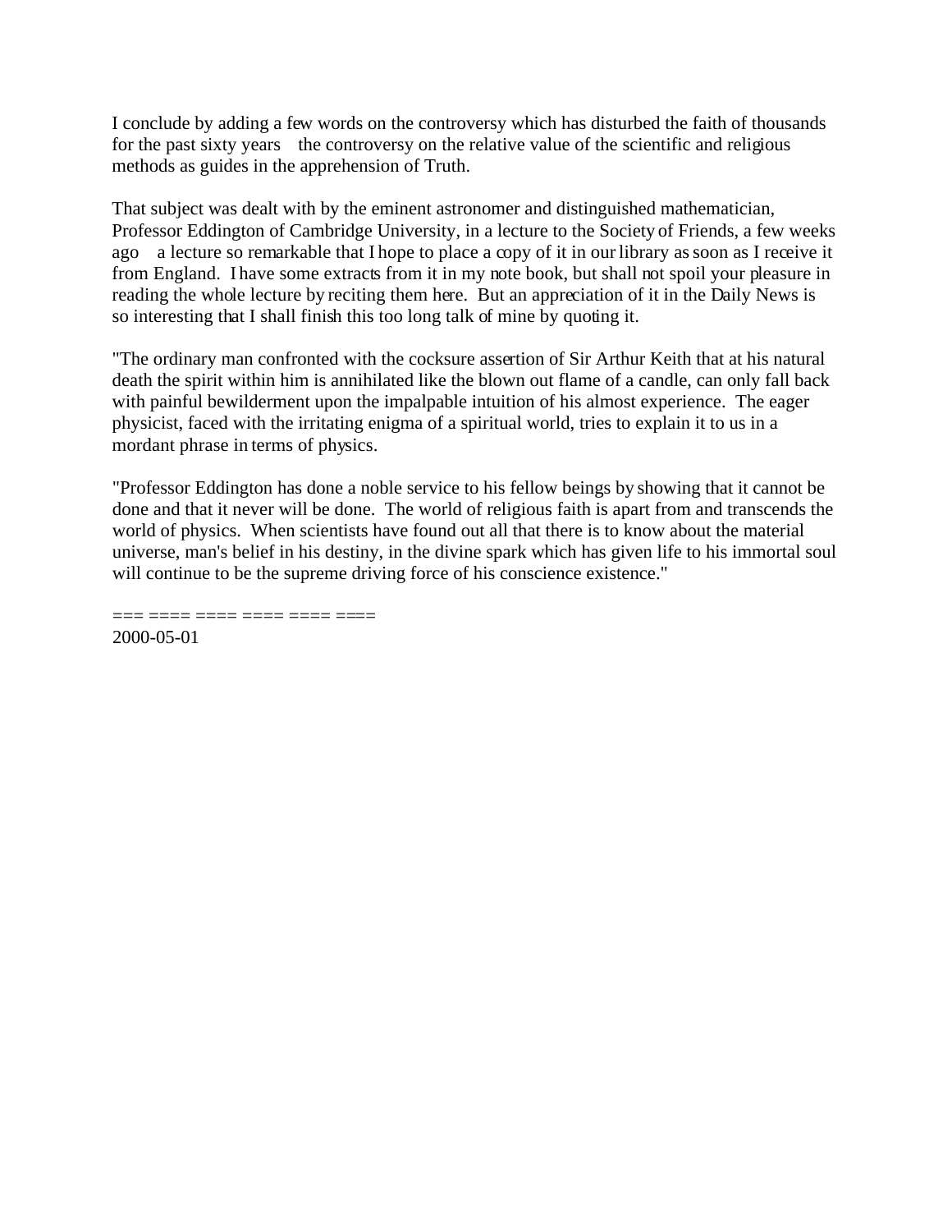I conclude by adding a few words on the controversy which has disturbed the faith of thousands for the past sixty years  the controversy on the relative value of the scientific and religious methods as guides in the apprehension of Truth.

That subject was dealt with by the eminent astronomer and distinguished mathematician, Professor Eddington of Cambridge University, in a lecture to the Society of Friends, a few weeks ago  a lecture so remarkable that I hope to place a copy of it in our library as soon as I receive it from England. I have some extracts from it in my note book, but shall not spoil your pleasure in reading the whole lecture by reciting them here. But an appreciation of it in the Daily News is so interesting that I shall finish this too long talk of mine by quoting it.

"The ordinary man confronted with the cocksure assertion of Sir Arthur Keith that at his natural death the spirit within him is annihilated like the blown out flame of a candle, can only fall back with painful bewilderment upon the impalpable intuition of his almost experience. The eager physicist, faced with the irritating enigma of a spiritual world, tries to explain it to us in a mordant phrase in terms of physics.

"Professor Eddington has done a noble service to his fellow beings by showing that it cannot be done and that it never will be done. The world of religious faith is apart from and transcends the world of physics. When scientists have found out all that there is to know about the material universe, man's belief in his destiny, in the divine spark which has given life to his immortal soul will continue to be the supreme driving force of his conscience existence."

=== ==== ==== ==== ==== ====
2000-05-01